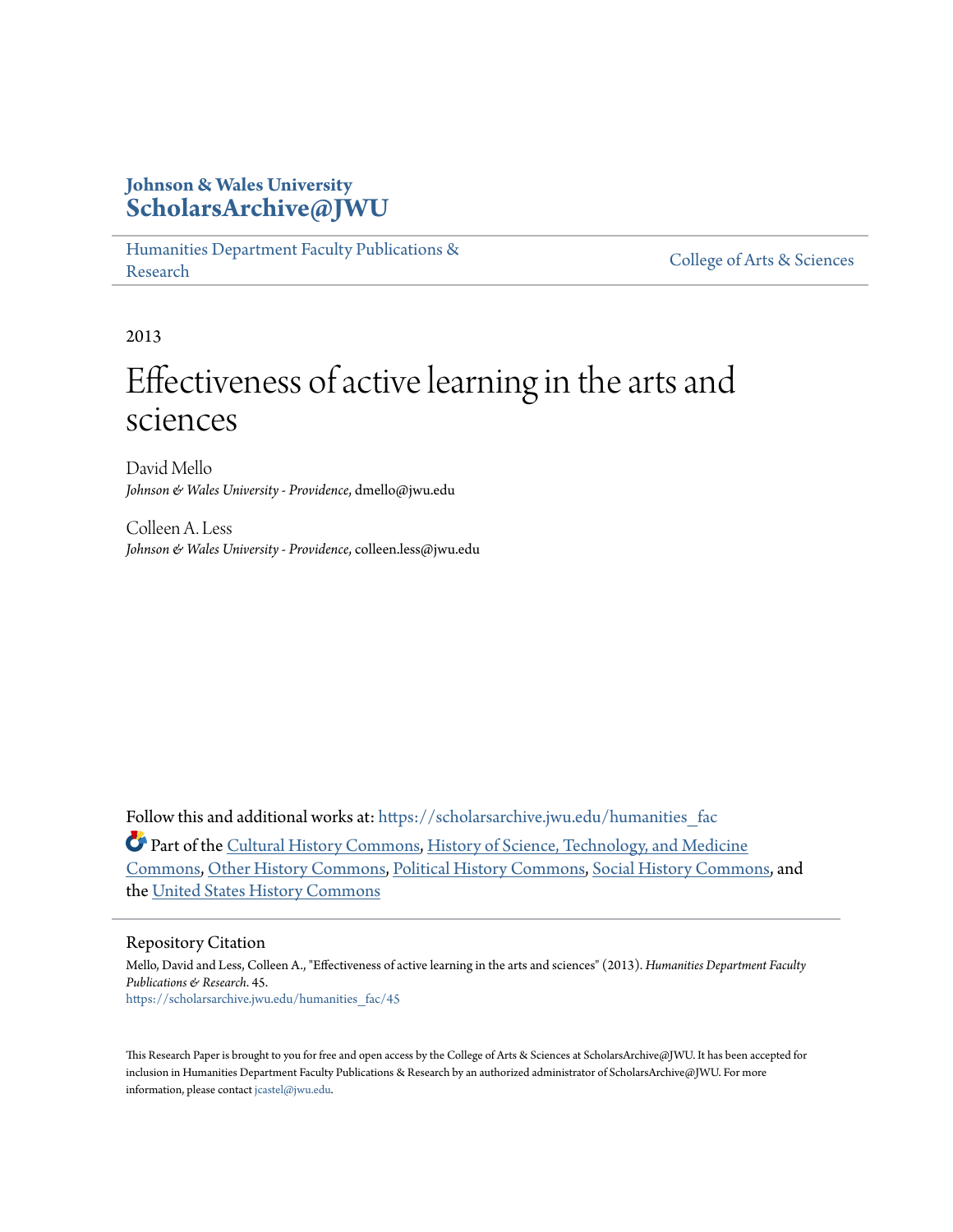**Johnson & Wales University**
**ScholarsArchive@JWU**

Humanities Department Faculty Publications & Research | College of Arts & Sciences

2013

# Effectiveness of active learning in the arts and sciences

David Mello
*Johnson & Wales University - Providence*, dmello@jwu.edu

Colleen A. Less
*Johnson & Wales University - Providence*, colleen.less@jwu.edu

Follow this and additional works at: https://scholarsarchive.jwu.edu/humanities_fac

Part of the Cultural History Commons, History of Science, Technology, and Medicine Commons, Other History Commons, Political History Commons, Social History Commons, and the United States History Commons

## Repository Citation

Mello, David and Less, Colleen A., "Effectiveness of active learning in the arts and sciences" (2013). *Humanities Department Faculty Publications & Research*. 45.
https://scholarsarchive.jwu.edu/humanities_fac/45

This Research Paper is brought to you for free and open access by the College of Arts & Sciences at ScholarsArchive@JWU. It has been accepted for inclusion in Humanities Department Faculty Publications & Research by an authorized administrator of ScholarsArchive@JWU. For more information, please contact jcastel@jwu.edu.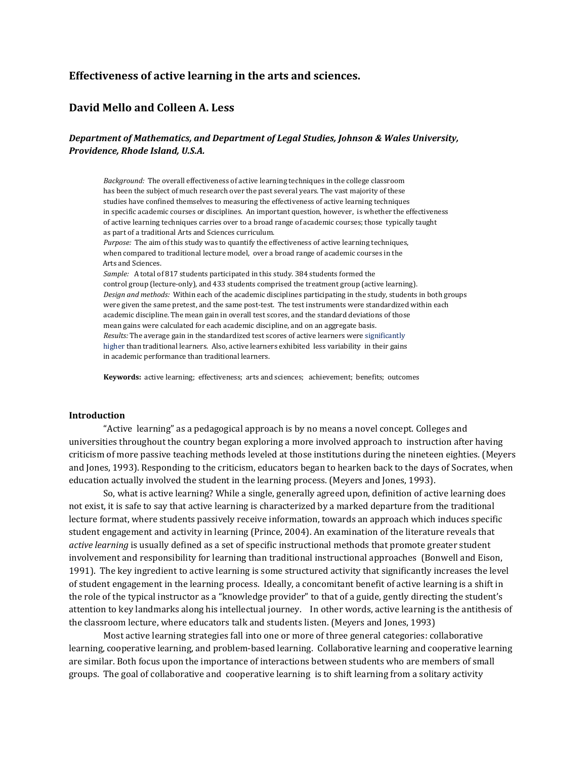## Effectiveness of active learning in the arts and sciences.

## David Mello and Colleen A. Less

***Department of Mathematics, and Department of Legal Studies, Johnson & Wales University, Providence, Rhode Island, U.S.A.***

*Background:* The overall effectiveness of active learning techniques in the college classroom has been the subject of much research over the past several years. The vast majority of these studies have confined themselves to measuring the effectiveness of active learning techniques in specific academic courses or disciplines. An important question, however, is whether the effectiveness of active learning techniques carries over to a broad range of academic courses; those typically taught as part of a traditional Arts and Sciences curriculum.
*Purpose:* The aim of this study was to quantify the effectiveness of active learning techniques, when compared to traditional lecture model, over a broad range of academic courses in the Arts and Sciences.
*Sample:* A total of 817 students participated in this study. 384 students formed the control group (lecture-only), and 433 students comprised the treatment group (active learning).
*Design and methods:* Within each of the academic disciplines participating in the study, students in both groups were given the same pretest, and the same post-test. The test instruments were standardized within each academic discipline. The mean gain in overall test scores, and the standard deviations of those mean gains were calculated for each academic discipline, and on an aggregate basis.
*Results:* The average gain in the standardized test scores of active learners were significantly higher than traditional learners. Also, active learners exhibited less variability in their gains in academic performance than traditional learners.

**Keywords:** active learning; effectiveness; arts and sciences; achievement; benefits; outcomes

### Introduction

"Active learning" as a pedagogical approach is by no means a novel concept. Colleges and universities throughout the country began exploring a more involved approach to instruction after having criticism of more passive teaching methods leveled at those institutions during the nineteen eighties. (Meyers and Jones, 1993). Responding to the criticism, educators began to hearken back to the days of Socrates, when education actually involved the student in the learning process. (Meyers and Jones, 1993).

So, what is active learning? While a single, generally agreed upon, definition of active learning does not exist, it is safe to say that active learning is characterized by a marked departure from the traditional lecture format, where students passively receive information, towards an approach which induces specific student engagement and activity in learning (Prince, 2004). An examination of the literature reveals that *active learning* is usually defined as a set of specific instructional methods that promote greater student involvement and responsibility for learning than traditional instructional approaches (Bonwell and Eison, 1991). The key ingredient to active learning is some structured activity that significantly increases the level of student engagement in the learning process. Ideally, a concomitant benefit of active learning is a shift in the role of the typical instructor as a "knowledge provider" to that of a guide, gently directing the student's attention to key landmarks along his intellectual journey. In other words, active learning is the antithesis of the classroom lecture, where educators talk and students listen. (Meyers and Jones, 1993)

Most active learning strategies fall into one or more of three general categories: collaborative learning, cooperative learning, and problem-based learning. Collaborative learning and cooperative learning are similar. Both focus upon the importance of interactions between students who are members of small groups. The goal of collaborative and cooperative learning is to shift learning from a solitary activity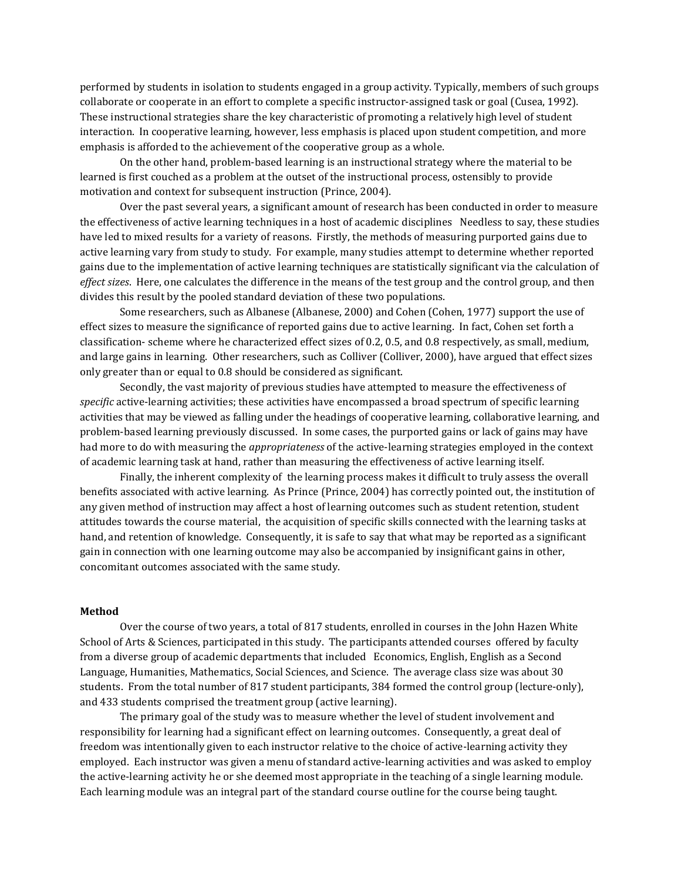performed by students in isolation to students engaged in a group activity. Typically, members of such groups collaborate or cooperate in an effort to complete a specific instructor-assigned task or goal (Cusea, 1992). These instructional strategies share the key characteristic of promoting a relatively high level of student interaction. In cooperative learning, however, less emphasis is placed upon student competition, and more emphasis is afforded to the achievement of the cooperative group as a whole.

On the other hand, problem-based learning is an instructional strategy where the material to be learned is first couched as a problem at the outset of the instructional process, ostensibly to provide motivation and context for subsequent instruction (Prince, 2004).

Over the past several years, a significant amount of research has been conducted in order to measure the effectiveness of active learning techniques in a host of academic disciplines Needless to say, these studies have led to mixed results for a variety of reasons. Firstly, the methods of measuring purported gains due to active learning vary from study to study. For example, many studies attempt to determine whether reported gains due to the implementation of active learning techniques are statistically significant via the calculation of *effect sizes*. Here, one calculates the difference in the means of the test group and the control group, and then divides this result by the pooled standard deviation of these two populations.

Some researchers, such as Albanese (Albanese, 2000) and Cohen (Cohen, 1977) support the use of effect sizes to measure the significance of reported gains due to active learning. In fact, Cohen set forth a classification- scheme where he characterized effect sizes of 0.2, 0.5, and 0.8 respectively, as small, medium, and large gains in learning. Other researchers, such as Colliver (Colliver, 2000), have argued that effect sizes only greater than or equal to 0.8 should be considered as significant.

Secondly, the vast majority of previous studies have attempted to measure the effectiveness of *specific* active-learning activities; these activities have encompassed a broad spectrum of specific learning activities that may be viewed as falling under the headings of cooperative learning, collaborative learning, and problem-based learning previously discussed. In some cases, the purported gains or lack of gains may have had more to do with measuring the *appropriateness* of the active-learning strategies employed in the context of academic learning task at hand, rather than measuring the effectiveness of active learning itself.

Finally, the inherent complexity of the learning process makes it difficult to truly assess the overall benefits associated with active learning. As Prince (Prince, 2004) has correctly pointed out, the institution of any given method of instruction may affect a host of learning outcomes such as student retention, student attitudes towards the course material, the acquisition of specific skills connected with the learning tasks at hand, and retention of knowledge. Consequently, it is safe to say that what may be reported as a significant gain in connection with one learning outcome may also be accompanied by insignificant gains in other, concomitant outcomes associated with the same study.

## Method

Over the course of two years, a total of 817 students, enrolled in courses in the John Hazen White School of Arts & Sciences, participated in this study. The participants attended courses offered by faculty from a diverse group of academic departments that included Economics, English, English as a Second Language, Humanities, Mathematics, Social Sciences, and Science. The average class size was about 30 students. From the total number of 817 student participants, 384 formed the control group (lecture-only), and 433 students comprised the treatment group (active learning).

The primary goal of the study was to measure whether the level of student involvement and responsibility for learning had a significant effect on learning outcomes. Consequently, a great deal of freedom was intentionally given to each instructor relative to the choice of active-learning activity they employed. Each instructor was given a menu of standard active-learning activities and was asked to employ the active-learning activity he or she deemed most appropriate in the teaching of a single learning module. Each learning module was an integral part of the standard course outline for the course being taught.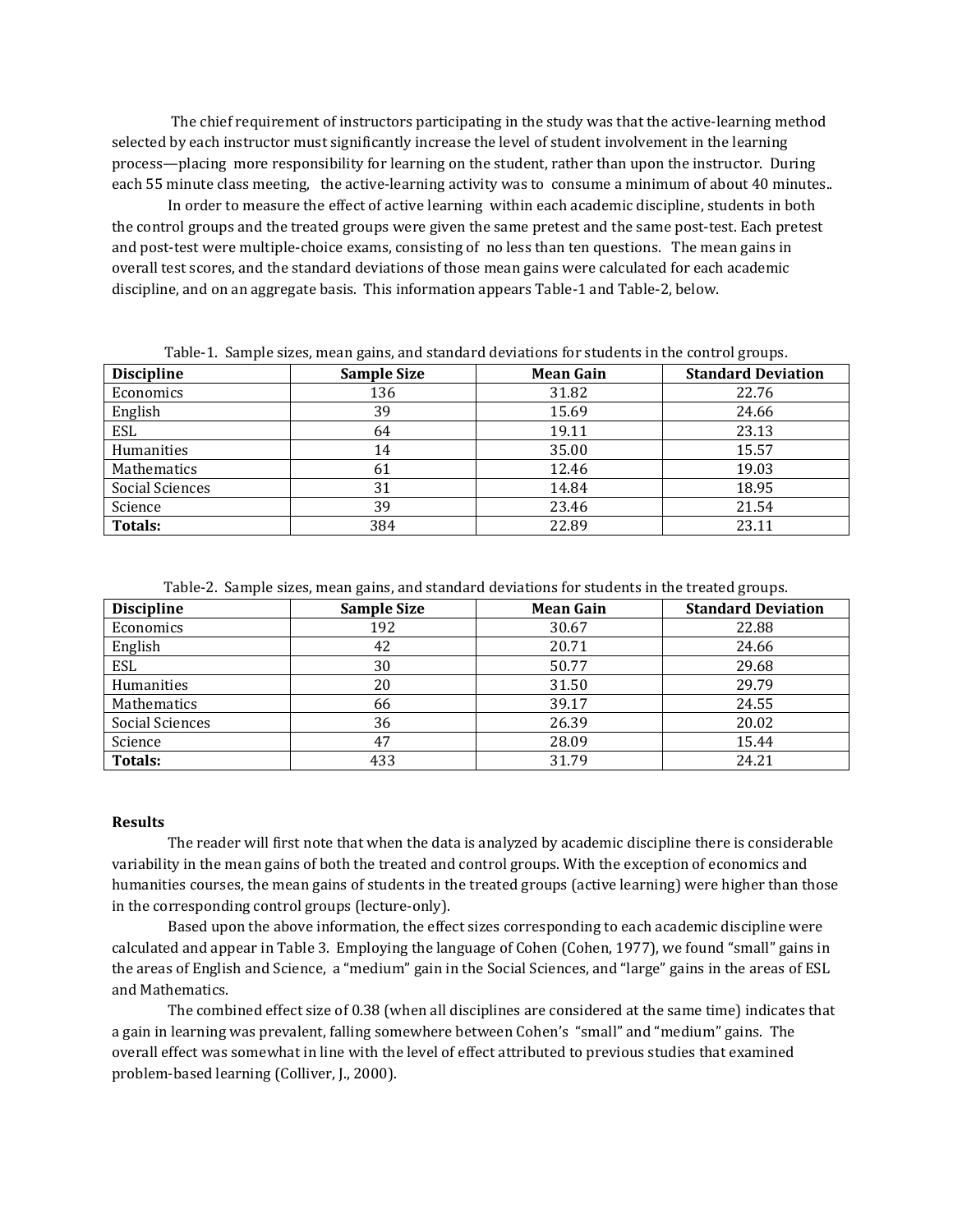The chief requirement of instructors participating in the study was that the active-learning method selected by each instructor must significantly increase the level of student involvement in the learning process—placing more responsibility for learning on the student, rather than upon the instructor. During each 55 minute class meeting, the active-learning activity was to consume a minimum of about 40 minutes..

In order to measure the effect of active learning within each academic discipline, students in both the control groups and the treated groups were given the same pretest and the same post-test. Each pretest and post-test were multiple-choice exams, consisting of no less than ten questions. The mean gains in overall test scores, and the standard deviations of those mean gains were calculated for each academic discipline, and on an aggregate basis. This information appears Table-1 and Table-2, below.

Table-1. Sample sizes, mean gains, and standard deviations for students in the control groups.

| **Discipline** | **Sample Size** | **Mean Gain** | **Standard Deviation** |
|---|---|---|---|
| Economics | 136 | 31.82 | 22.76 |
| English | 39 | 15.69 | 24.66 |
| ESL | 64 | 19.11 | 23.13 |
| Humanities | 14 | 35.00 | 15.57 |
| Mathematics | 61 | 12.46 | 19.03 |
| Social Sciences | 31 | 14.84 | 18.95 |
| Science | 39 | 23.46 | 21.54 |
| **Totals:** | 384 | 22.89 | 23.11 |

Table-2. Sample sizes, mean gains, and standard deviations for students in the treated groups.

| **Discipline** | **Sample Size** | **Mean Gain** | **Standard Deviation** |
|---|---|---|---|
| Economics | 192 | 30.67 | 22.88 |
| English | 42 | 20.71 | 24.66 |
| ESL | 30 | 50.77 | 29.68 |
| Humanities | 20 | 31.50 | 29.79 |
| Mathematics | 66 | 39.17 | 24.55 |
| Social Sciences | 36 | 26.39 | 20.02 |
| Science | 47 | 28.09 | 15.44 |
| **Totals:** | 433 | 31.79 | 24.21 |

**Results**

The reader will first note that when the data is analyzed by academic discipline there is considerable variability in the mean gains of both the treated and control groups. With the exception of economics and humanities courses, the mean gains of students in the treated groups (active learning) were higher than those in the corresponding control groups (lecture-only).

Based upon the above information, the effect sizes corresponding to each academic discipline were calculated and appear in Table 3. Employing the language of Cohen (Cohen, 1977), we found "small" gains in the areas of English and Science, a "medium" gain in the Social Sciences, and "large" gains in the areas of ESL and Mathematics.

The combined effect size of 0.38 (when all disciplines are considered at the same time) indicates that a gain in learning was prevalent, falling somewhere between Cohen's "small" and "medium" gains. The overall effect was somewhat in line with the level of effect attributed to previous studies that examined problem-based learning (Colliver, J., 2000).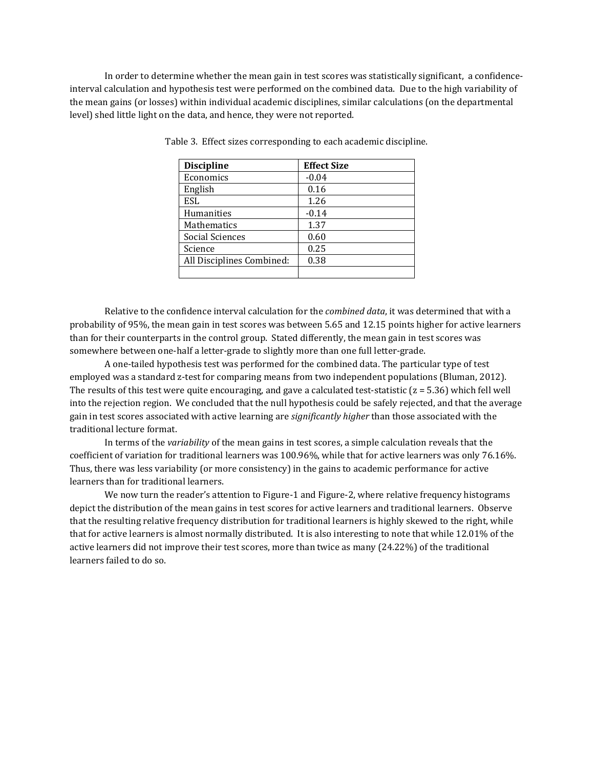In order to determine whether the mean gain in test scores was statistically significant, a confidence-interval calculation and hypothesis test were performed on the combined data. Due to the high variability of the mean gains (or losses) within individual academic disciplines, similar calculations (on the departmental level) shed little light on the data, and hence, they were not reported.

Table 3. Effect sizes corresponding to each academic discipline.

| Discipline | Effect Size |
| --- | --- |
| Economics | -0.04 |
| English | 0.16 |
| ESL | 1.26 |
| Humanities | -0.14 |
| Mathematics | 1.37 |
| Social Sciences | 0.60 |
| Science | 0.25 |
| All Disciplines Combined: | 0.38 |
| | |

Relative to the confidence interval calculation for the *combined data*, it was determined that with a probability of 95%, the mean gain in test scores was between 5.65 and 12.15 points higher for active learners than for their counterparts in the control group. Stated differently, the mean gain in test scores was somewhere between one-half a letter-grade to slightly more than one full letter-grade.

A one-tailed hypothesis test was performed for the combined data. The particular type of test employed was a standard z-test for comparing means from two independent populations (Bluman, 2012). The results of this test were quite encouraging, and gave a calculated test-statistic ($z = 5.36$) which fell well into the rejection region. We concluded that the null hypothesis could be safely rejected, and that the average gain in test scores associated with active learning are *significantly higher* than those associated with the traditional lecture format.

In terms of the *variability* of the mean gains in test scores, a simple calculation reveals that the coefficient of variation for traditional learners was 100.96%, while that for active learners was only 76.16%. Thus, there was less variability (or more consistency) in the gains to academic performance for active learners than for traditional learners.

We now turn the reader's attention to Figure-1 and Figure-2, where relative frequency histograms depict the distribution of the mean gains in test scores for active learners and traditional learners. Observe that the resulting relative frequency distribution for traditional learners is highly skewed to the right, while that for active learners is almost normally distributed. It is also interesting to note that while 12.01% of the active learners did not improve their test scores, more than twice as many (24.22%) of the traditional learners failed to do so.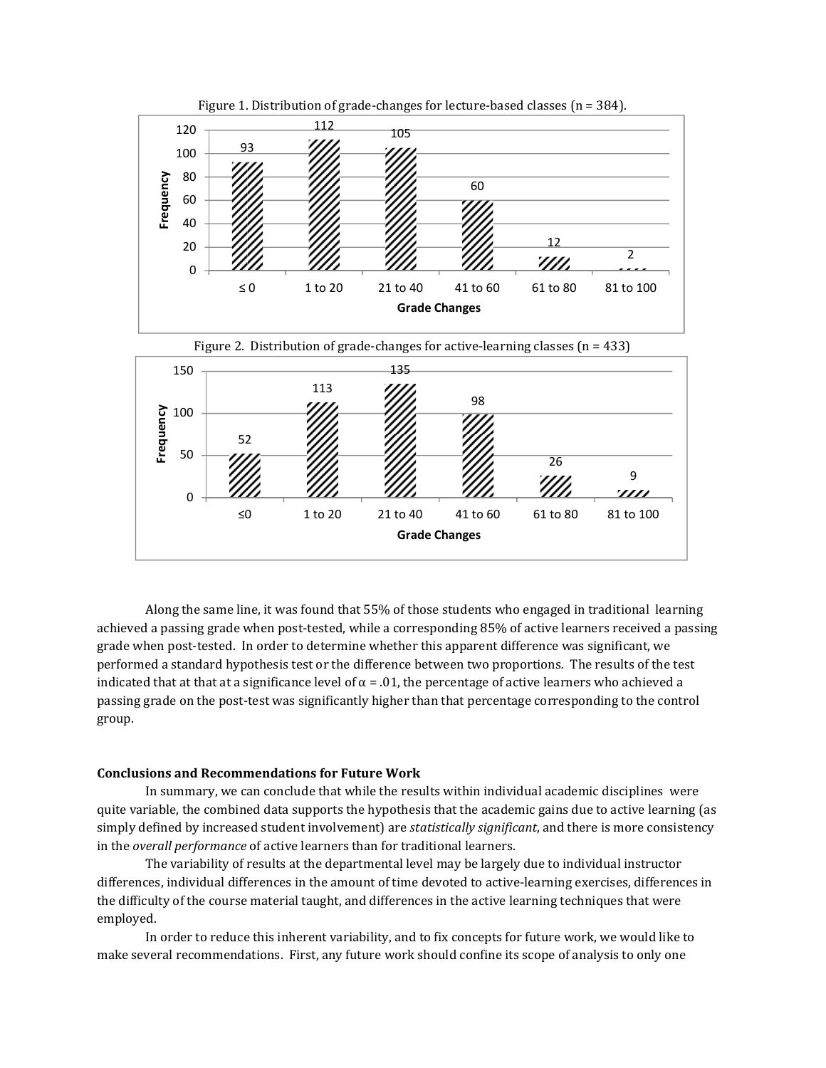Figure 1. Distribution of grade-changes for lecture-based classes (n = 384).

| Grade Changes | ≤ 0 | 1 to 20 | 21 to 40 | 41 to 60 | 61 to 80 | 81 to 100 |
|---|---|---|---|---|---|---|
| Frequency | 93 | 112 | 105 | 60 | 12 | 2 |

Figure 2. Distribution of grade-changes for active-learning classes (n = 433)

| Grade Changes | ≤0 | 1 to 20 | 21 to 40 | 41 to 60 | 61 to 80 | 81 to 100 |
|---|---|---|---|---|---|---|
| Frequency | 52 | 113 | 135 | 98 | 26 | 9 |

Along the same line, it was found that 55% of those students who engaged in traditional learning achieved a passing grade when post-tested, while a corresponding 85% of active learners received a passing grade when post-tested. In order to determine whether this apparent difference was significant, we performed a standard hypothesis test or the difference between two proportions. The results of the test indicated that at that at a significance level of $\alpha = .01$, the percentage of active learners who achieved a passing grade on the post-test was significantly higher than that percentage corresponding to the control group.

**Conclusions and Recommendations for Future Work**

In summary, we can conclude that while the results within individual academic disciplines were quite variable, the combined data supports the hypothesis that the academic gains due to active learning (as simply defined by increased student involvement) are *statistically significant*, and there is more consistency in the *overall performance* of active learners than for traditional learners.

The variability of results at the departmental level may be largely due to individual instructor differences, individual differences in the amount of time devoted to active-learning exercises, differences in the difficulty of the course material taught, and differences in the active learning techniques that were employed.

In order to reduce this inherent variability, and to fix concepts for future work, we would like to make several recommendations. First, any future work should confine its scope of analysis to only one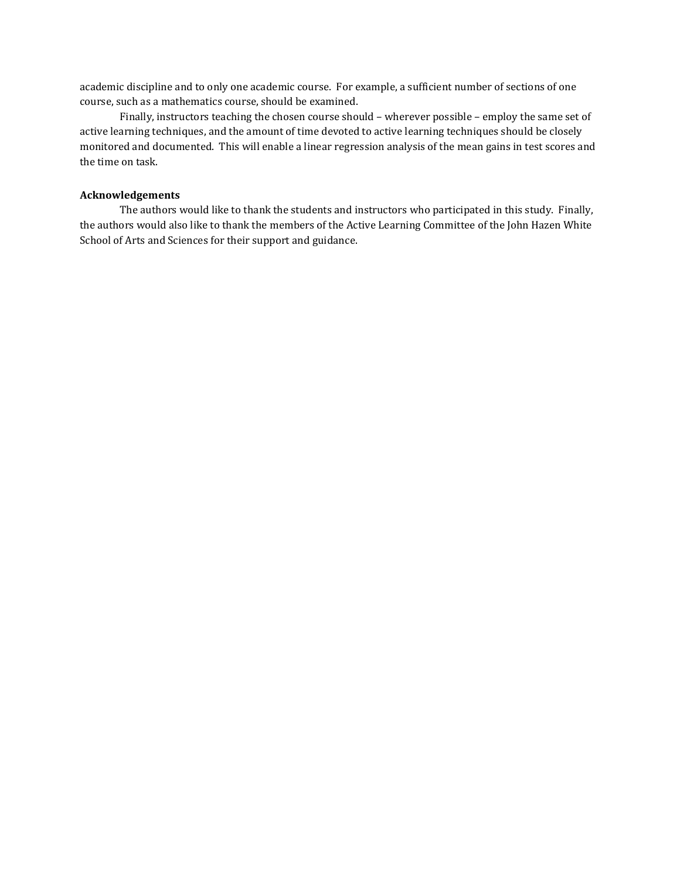academic discipline and to only one academic course. For example, a sufficient number of sections of one course, such as a mathematics course, should be examined.

Finally, instructors teaching the chosen course should – wherever possible – employ the same set of active learning techniques, and the amount of time devoted to active learning techniques should be closely monitored and documented. This will enable a linear regression analysis of the mean gains in test scores and the time on task.

**Acknowledgements**

The authors would like to thank the students and instructors who participated in this study. Finally, the authors would also like to thank the members of the Active Learning Committee of the John Hazen White School of Arts and Sciences for their support and guidance.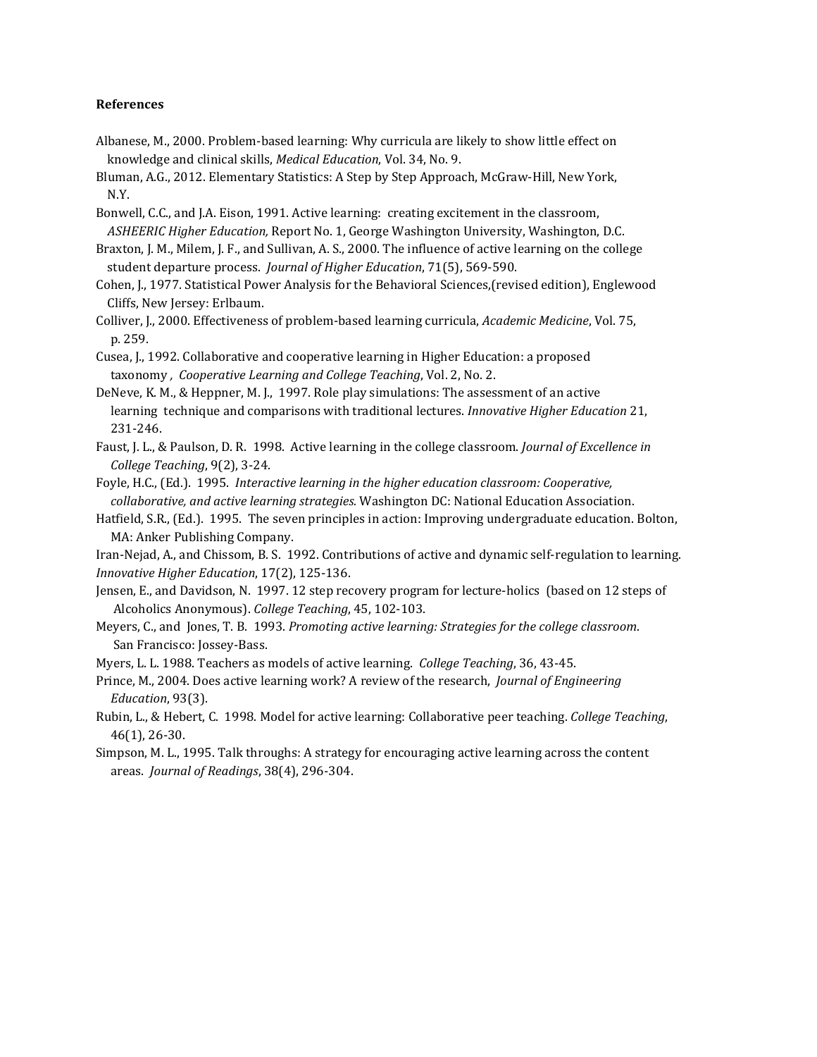**References**

Albanese, M., 2000. Problem-based learning: Why curricula are likely to show little effect on knowledge and clinical skills, *Medical Education*, Vol. 34, No. 9.

Bluman, A.G., 2012. Elementary Statistics: A Step by Step Approach, McGraw-Hill, New York, N.Y.

Bonwell, C.C., and J.A. Eison, 1991. Active learning: creating excitement in the classroom, *ASHEERIC Higher Education,* Report No. 1, George Washington University, Washington, D.C.

Braxton, J. M., Milem, J. F., and Sullivan, A. S., 2000. The influence of active learning on the college student departure process. *Journal of Higher Education*, 71(5), 569-590.

Cohen, J., 1977. Statistical Power Analysis for the Behavioral Sciences,(revised edition), Englewood Cliffs, New Jersey: Erlbaum.

Colliver, J., 2000. Effectiveness of problem-based learning curricula, *Academic Medicine*, Vol. 75, p. 259.

Cusea, J., 1992. Collaborative and cooperative learning in Higher Education: a proposed taxonomy *, Cooperative Learning and College Teaching*, Vol. 2, No. 2.

DeNeve, K. M., & Heppner, M. J., 1997. Role play simulations: The assessment of an active learning technique and comparisons with traditional lectures. *Innovative Higher Education* 21, 231-246.

Faust, J. L., & Paulson, D. R. 1998. Active learning in the college classroom. *Journal of Excellence in College Teaching*, 9(2), 3-24.

Foyle, H.C., (Ed.). 1995. *Interactive learning in the higher education classroom: Cooperative, collaborative, and active learning strategies.* Washington DC: National Education Association.

Hatfield, S.R., (Ed.). 1995. The seven principles in action: Improving undergraduate education. Bolton, MA: Anker Publishing Company.

Iran-Nejad, A., and Chissom, B. S. 1992. Contributions of active and dynamic self-regulation to learning. *Innovative Higher Education*, 17(2), 125-136.

Jensen, E., and Davidson, N. 1997. 12 step recovery program for lecture-holics (based on 12 steps of Alcoholics Anonymous). *College Teaching*, 45, 102-103.

Meyers, C., and Jones, T. B. 1993. *Promoting active learning: Strategies for the college classroom*. San Francisco: Jossey-Bass.

Myers, L. L. 1988. Teachers as models of active learning. *College Teaching*, 36, 43-45.

Prince, M., 2004. Does active learning work? A review of the research, *Journal of Engineering Education*, 93(3).

Rubin, L., & Hebert, C. 1998. Model for active learning: Collaborative peer teaching. *College Teaching*, 46(1), 26-30.

Simpson, M. L., 1995. Talk throughs: A strategy for encouraging active learning across the content areas. *Journal of Readings*, 38(4), 296-304.